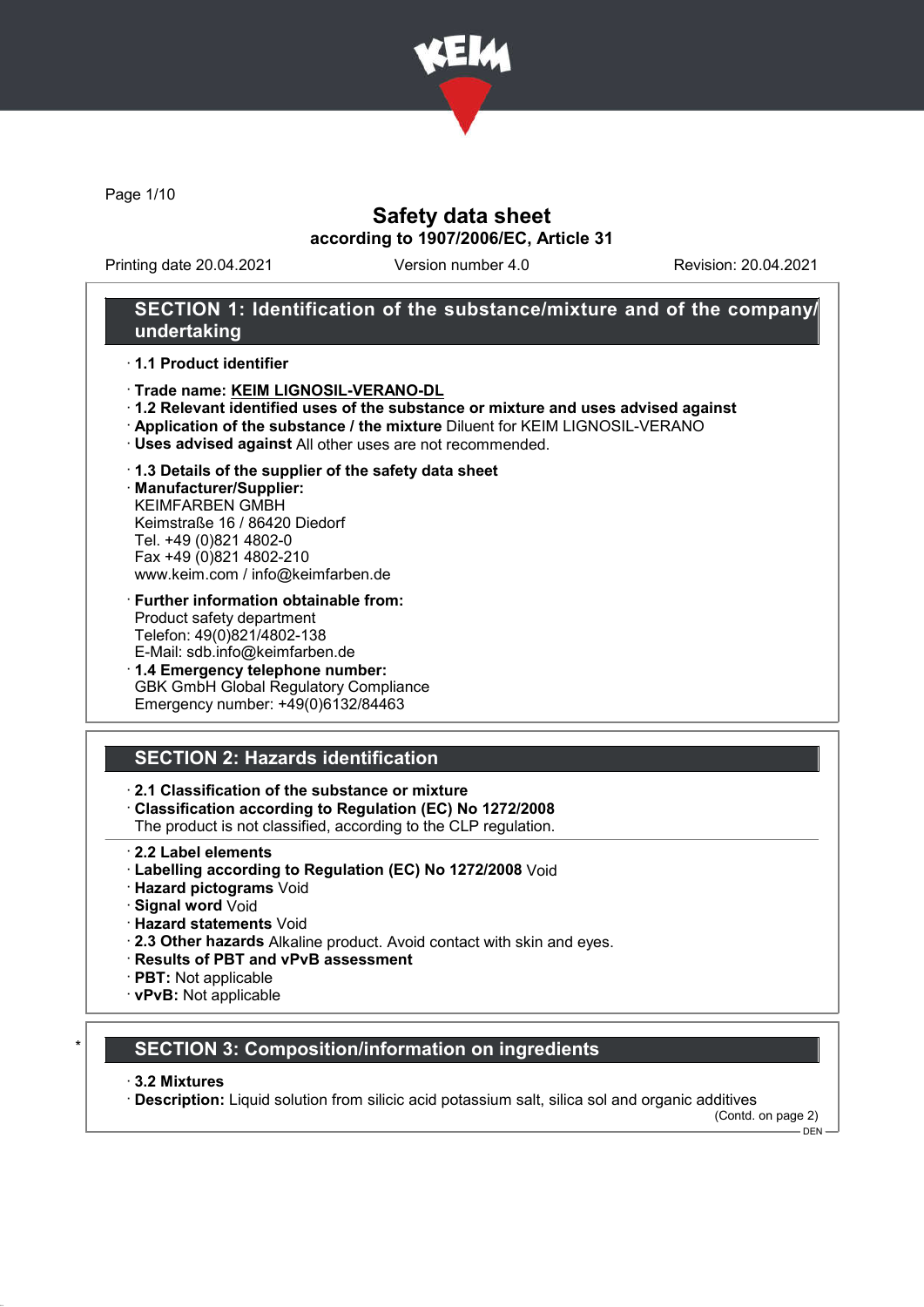# Safety data sheet

**according to 1907/2006/EC, Article 31**

Printing date 20.04.2021 | Version number 4.0 | Revision: 20.04.2021

## SECTION 1: Identification of the substance/mixture and of the company/undertaking

· **1.1 Product identifier**

· **Trade name: KEIM LIGNOSIL-VERANO-DL**

· **1.2 Relevant identified uses of the substance or mixture and uses advised against**

· **Application of the substance / the mixture** Diluent for KEIM LIGNOSIL-VERANO

· **Uses advised against** All other uses are not recommended.

· **1.3 Details of the supplier of the safety data sheet**

· **Manufacturer/Supplier:**
KEIMFARBEN GMBH
Keimstraße 16 / 86420 Diedorf
Tel. +49 (0)821 4802-0
Fax +49 (0)821 4802-210
www.keim.com / info@keimfarben.de

· **Further information obtainable from:**
Product safety department
Telefon: 49(0)821/4802-138
E-Mail: sdb.info@keimfarben.de

· **1.4 Emergency telephone number:**
GBK GmbH Global Regulatory Compliance
Emergency number: +49(0)6132/84463

## SECTION 2: Hazards identification

· **2.1 Classification of the substance or mixture**

· **Classification according to Regulation (EC) No 1272/2008**
The product is not classified, according to the CLP regulation.

· **2.2 Label elements**

· **Labelling according to Regulation (EC) No 1272/2008** Void

· **Hazard pictograms** Void

· **Signal word** Void

· **Hazard statements** Void

· **2.3 Other hazards** Alkaline product. Avoid contact with skin and eyes.

· **Results of PBT and vPvB assessment**

· **PBT:** Not applicable

· **vPvB:** Not applicable

## * SECTION 3: Composition/information on ingredients

· **3.2 Mixtures**

· **Description:** Liquid solution from silicic acid potassium salt, silica sol and organic additives

(Contd. on page 2)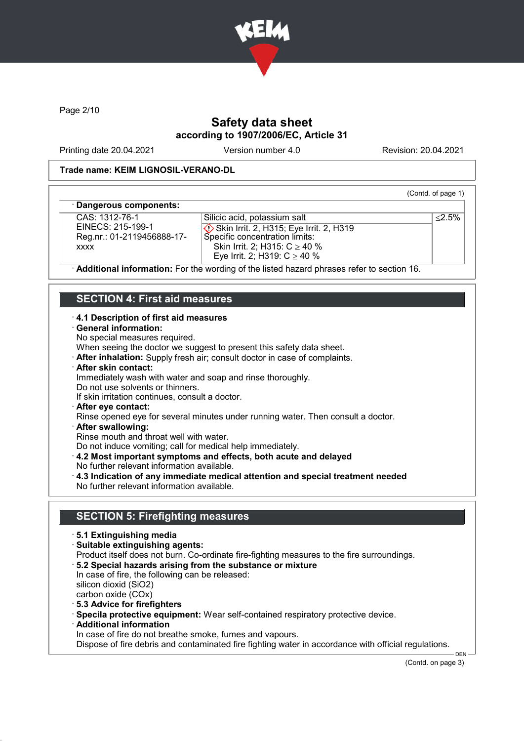# Safety data sheet
## according to 1907/2006/EC, Article 31

Printing date 20.04.2021 Version number 4.0 Revision: 20.04.2021

**Trade name: KEIM LIGNOSIL-VERANO-DL**

(Contd. of page 1)

· **Dangerous components:**

| | | |
|---|---|---|
| CAS: 1312-76-1<br>EINECS: 215-199-1<br>Reg.nr.: 01-2119456888-17-xxxx | Silicic acid, potassium salt<br>Skin Irrit. 2, H315; Eye Irrit. 2, H319<br>Specific concentration limits:<br>Skin Irrit. 2; H315: C ≥ 40 %<br>Eye Irrit. 2; H319: C ≥ 40 % | ≤2.5% |

· **Additional information:** For the wording of the listed hazard phrases refer to section 16.

## SECTION 4: First aid measures

· **4.1 Description of first aid measures**
· **General information:**
No special measures required.
When seeing the doctor we suggest to present this safety data sheet.
· **After inhalation:** Supply fresh air; consult doctor in case of complaints.
· **After skin contact:**
Immediately wash with water and soap and rinse thoroughly.
Do not use solvents or thinners.
If skin irritation continues, consult a doctor.
· **After eye contact:**
Rinse opened eye for several minutes under running water. Then consult a doctor.
· **After swallowing:**
Rinse mouth and throat well with water.
Do not induce vomiting; call for medical help immediately.
· **4.2 Most important symptoms and effects, both acute and delayed**
No further relevant information available.
· **4.3 Indication of any immediate medical attention and special treatment needed**
No further relevant information available.

## SECTION 5: Firefighting measures

· **5.1 Extinguishing media**
· **Suitable extinguishing agents:**
Product itself does not burn. Co-ordinate fire-fighting measures to the fire surroundings.
· **5.2 Special hazards arising from the substance or mixture**
In case of fire, the following can be released:
silicon dioxid ($SiO_2$)
carbon oxide ($CO_x$)
· **5.3 Advice for firefighters**
· **Specila protective equipment:** Wear self-contained respiratory protective device.
· **Additional information**
In case of fire do not breathe smoke, fumes and vapours.
Dispose of fire debris and contaminated fire fighting water in accordance with official regulations.

(Contd. on page 3)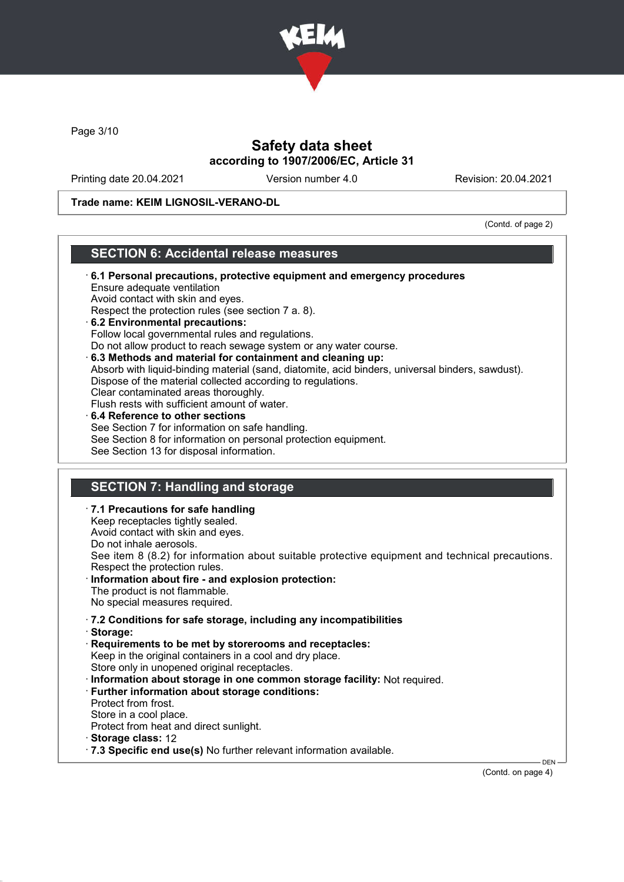Trade name: KEIM LIGNOSIL-VERANO-DL

(Contd. of page 2)

## SECTION 6: Accidental release measures

· **6.1 Personal precautions, protective equipment and emergency procedures**
Ensure adequate ventilation
Avoid contact with skin and eyes.
Respect the protection rules (see section 7 a. 8).

· **6.2 Environmental precautions:**
Follow local governmental rules and regulations.
Do not allow product to reach sewage system or any water course.

· **6.3 Methods and material for containment and cleaning up:**
Absorb with liquid-binding material (sand, diatomite, acid binders, universal binders, sawdust).
Dispose of the material collected according to regulations.
Clear contaminated areas thoroughly.
Flush rests with sufficient amount of water.

· **6.4 Reference to other sections**
See Section 7 for information on safe handling.
See Section 8 for information on personal protection equipment.
See Section 13 for disposal information.

## SECTION 7: Handling and storage

· **7.1 Precautions for safe handling**
Keep receptacles tightly sealed.
Avoid contact with skin and eyes.
Do not inhale aerosols.
See item 8 (8.2) for information about suitable protective equipment and technical precautions.
Respect the protection rules.

· **Information about fire - and explosion protection:**
The product is not flammable.
No special measures required.

· **7.2 Conditions for safe storage, including any incompatibilities**

· **Storage:**

· **Requirements to be met by storerooms and receptacles:**
Keep in the original containers in a cool and dry place.
Store only in unopened original receptacles.

· **Information about storage in one common storage facility:** Not required.

· **Further information about storage conditions:**
Protect from frost.
Store in a cool place.
Protect from heat and direct sunlight.

· **Storage class:** 12

· **7.3 Specific end use(s)** No further relevant information available.

(Contd. on page 4)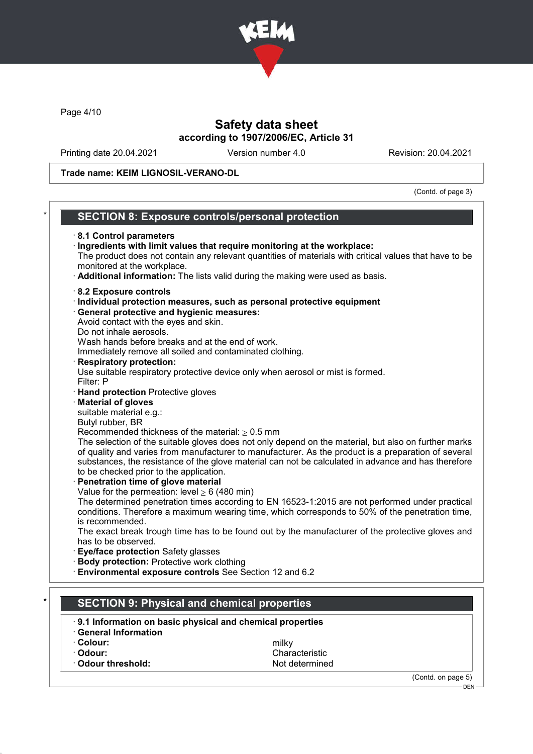Trade name: KEIM LIGNOSIL-VERANO-DL

(Contd. of page 3)

## SECTION 8: Exposure controls/personal protection

· **8.1 Control parameters**
· **Ingredients with limit values that require monitoring at the workplace:**
The product does not contain any relevant quantities of materials with critical values that have to be monitored at the workplace.
· **Additional information:** The lists valid during the making were used as basis.

· **8.2 Exposure controls**
· **Individual protection measures, such as personal protective equipment**
· **General protective and hygienic measures:**
Avoid contact with the eyes and skin.
Do not inhale aerosols.
Wash hands before breaks and at the end of work.
Immediately remove all soiled and contaminated clothing.
· **Respiratory protection:**
Use suitable respiratory protective device only when aerosol or mist is formed.
Filter: P
· **Hand protection** Protective gloves
· **Material of gloves**
suitable material e.g.:
Butyl rubber, BR
Recommended thickness of the material: ≥ 0.5 mm
The selection of the suitable gloves does not only depend on the material, but also on further marks of quality and varies from manufacturer to manufacturer. As the product is a preparation of several substances, the resistance of the glove material can not be calculated in advance and has therefore to be checked prior to the application.
· **Penetration time of glove material**
Value for the permeation: level ≥ 6 (480 min)
The determined penetration times according to EN 16523-1:2015 are not performed under practical conditions. Therefore a maximum wearing time, which corresponds to 50% of the penetration time, is recommended.
The exact break trough time has to be found out by the manufacturer of the protective gloves and has to be observed.
· **Eye/face protection** Safety glasses
· **Body protection:** Protective work clothing
· **Environmental exposure controls** See Section 12 and 6.2

## SECTION 9: Physical and chemical properties

· **9.1 Information on basic physical and chemical properties**
· **General Information**

| | |
|---|---|
| · **Colour:** | milky |
| · **Odour:** | Characteristic |
| · **Odour threshold:** | Not determined |

(Contd. on page 5)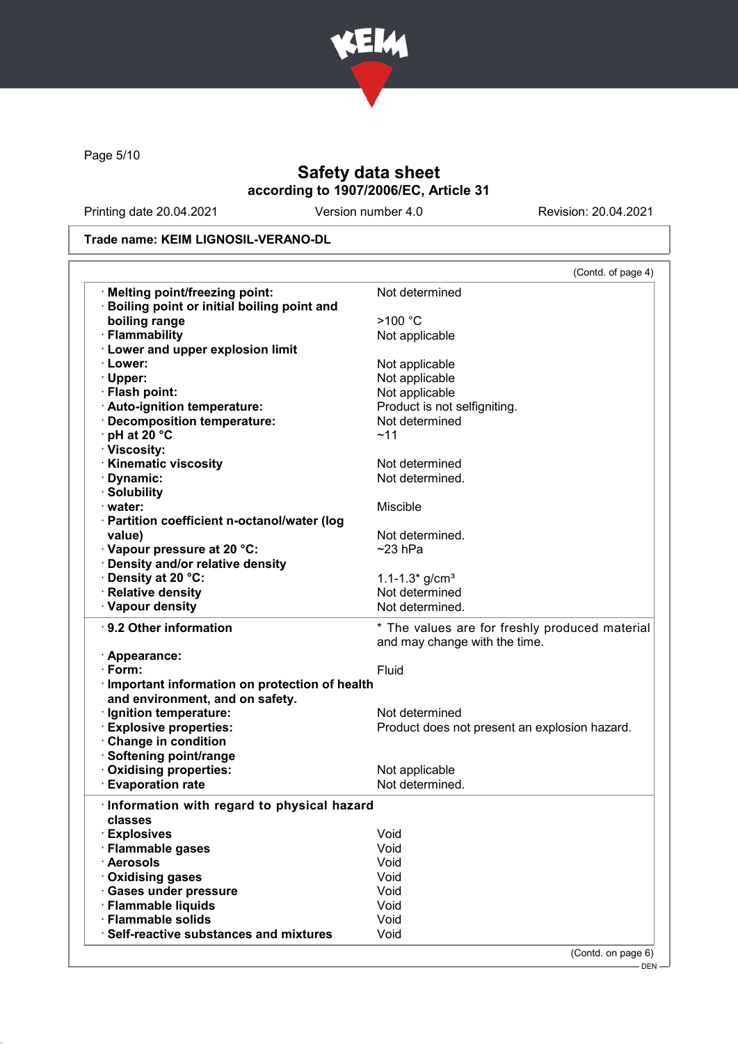Safety data sheet
according to 1907/2006/EC, Article 31

Printing date 20.04.2021 | Version number 4.0 | Revision: 20.04.2021

**Trade name: KEIM LIGNOSIL-VERANO-DL**

(Contd. of page 4)

| | |
|---|---|
| · **Melting point/freezing point:** | Not determined |
| · **Boiling point or initial boiling point and boiling range** | >100 °C |
| · **Flammability** | Not applicable |
| · **Lower and upper explosion limit** | |
| · **Lower:** | Not applicable |
| · **Upper:** | Not applicable |
| · **Flash point:** | Not applicable |
| · **Auto-ignition temperature:** | Product is not selfigniting. |
| · **Decomposition temperature:** | Not determined |
| · **pH at 20 °C** | ~11 |
| · **Viscosity:** | |
| · **Kinematic viscosity** | Not determined |
| · **Dynamic:** | Not determined. |
| · **Solubility** | |
| · **water:** | Miscible |
| · **Partition coefficient n-octanol/water (log value)** | Not determined. |
| · **Vapour pressure at 20 °C:** | ~23 hPa |
| · **Density and/or relative density** | |
| · **Density at 20 °C:** | 1.1-1.3* g/cm³ |
| · **Relative density** | Not determined |
| · **Vapour density** | Not determined. |

| | |
|---|---|
| · **9.2 Other information** | * The values are for freshly produced material and may change with the time. |
| · **Appearance:** | |
| · **Form:** | Fluid |
| · **Important information on protection of health and environment, and on safety.** | |
| · **Ignition temperature:** | Not determined |
| · **Explosive properties:** | Product does not present an explosion hazard. |
| · **Change in condition** | |
| · **Softening point/range** | |
| · **Oxidising properties:** | Not applicable |
| · **Evaporation rate** | Not determined. |

| | |
|---|---|
| · **Information with regard to physical hazard classes** | |
| · **Explosives** | Void |
| · **Flammable gases** | Void |
| · **Aerosols** | Void |
| · **Oxidising gases** | Void |
| · **Gases under pressure** | Void |
| · **Flammable liquids** | Void |
| · **Flammable solids** | Void |
| · **Self-reactive substances and mixtures** | Void |

(Contd. on page 6)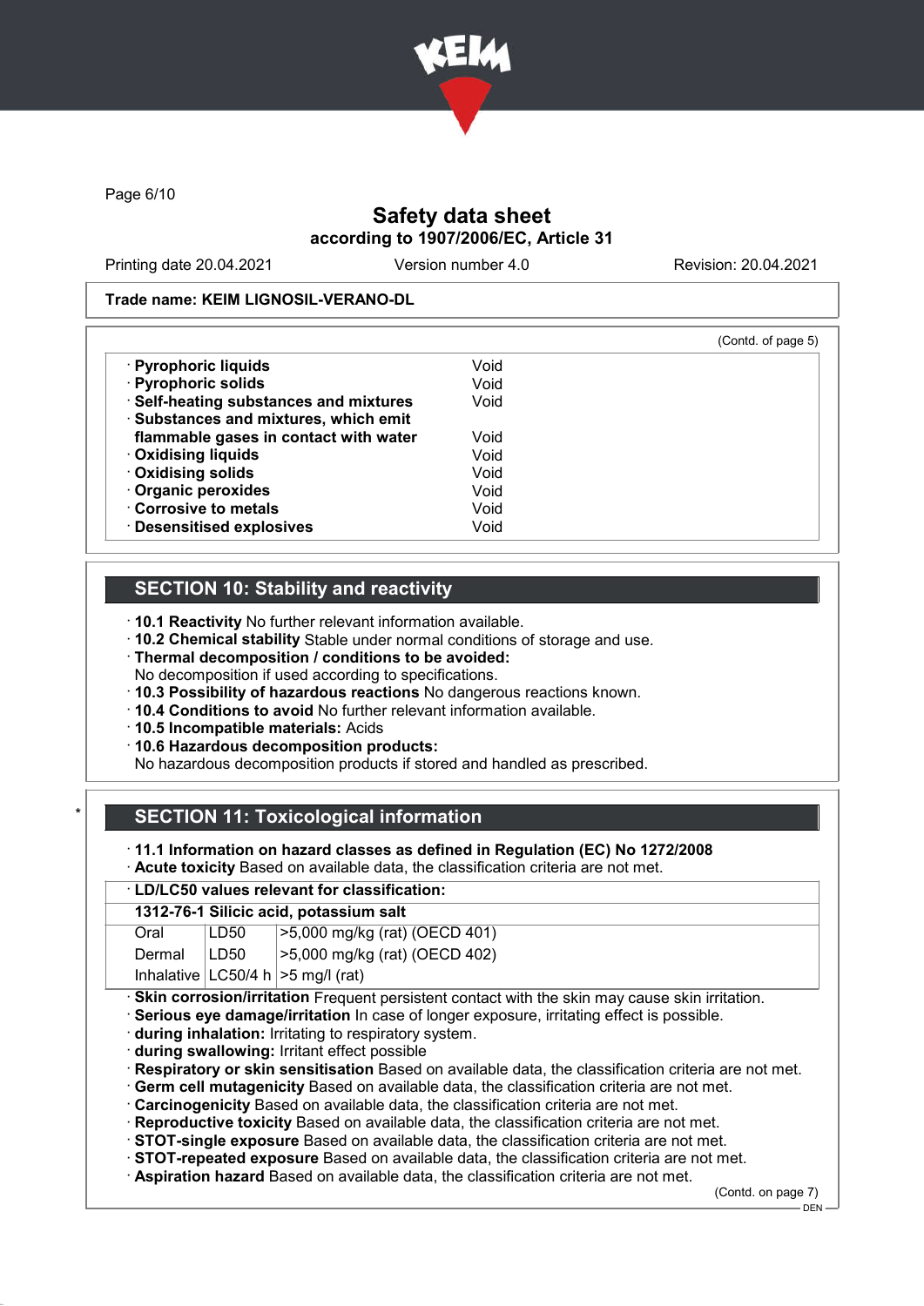# Safety data sheet
according to 1907/2006/EC, Article 31

Printing date 20.04.2021 Version number 4.0 Revision: 20.04.2021

**Trade name: KEIM LIGNOSIL-VERANO-DL**

(Contd. of page 5)

| | |
|---|---|
| · **Pyrophoric liquids** | Void |
| · **Pyrophoric solids** | Void |
| · **Self-heating substances and mixtures** | Void |
| · **Substances and mixtures, which emit flammable gases in contact with water** | Void |
| · **Oxidising liquids** | Void |
| · **Oxidising solids** | Void |
| · **Organic peroxides** | Void |
| · **Corrosive to metals** | Void |
| · **Desensitised explosives** | Void |

## SECTION 10: Stability and reactivity

· **10.1 Reactivity** No further relevant information available.
· **10.2 Chemical stability** Stable under normal conditions of storage and use.
· **Thermal decomposition / conditions to be avoided:**
No decomposition if used according to specifications.
· **10.3 Possibility of hazardous reactions** No dangerous reactions known.
· **10.4 Conditions to avoid** No further relevant information available.
· **10.5 Incompatible materials:** Acids
· **10.6 Hazardous decomposition products:**
No hazardous decomposition products if stored and handled as prescribed.

## SECTION 11: Toxicological information

· **11.1 Information on hazard classes as defined in Regulation (EC) No 1272/2008**
· **Acute toxicity** Based on available data, the classification criteria are not met.

| · **LD/LC50 values relevant for classification:** | | |
|---|---|---|
| **1312-76-1 Silicic acid, potassium salt** | | |
| Oral | LD50 | >5,000 mg/kg (rat) (OECD 401) |
| Dermal | LD50 | >5,000 mg/kg (rat) (OECD 402) |
| Inhalative | LC50/4 h | >5 mg/l (rat) |

· **Skin corrosion/irritation** Frequent persistent contact with the skin may cause skin irritation.
· **Serious eye damage/irritation** In case of longer exposure, irritating effect is possible.
· **during inhalation:** Irritating to respiratory system.
· **during swallowing:** Irritant effect possible
· **Respiratory or skin sensitisation** Based on available data, the classification criteria are not met.
· **Germ cell mutagenicity** Based on available data, the classification criteria are not met.
· **Carcinogenicity** Based on available data, the classification criteria are not met.
· **Reproductive toxicity** Based on available data, the classification criteria are not met.
· **STOT-single exposure** Based on available data, the classification criteria are not met.
· **STOT-repeated exposure** Based on available data, the classification criteria are not met.
· **Aspiration hazard** Based on available data, the classification criteria are not met.

(Contd. on page 7)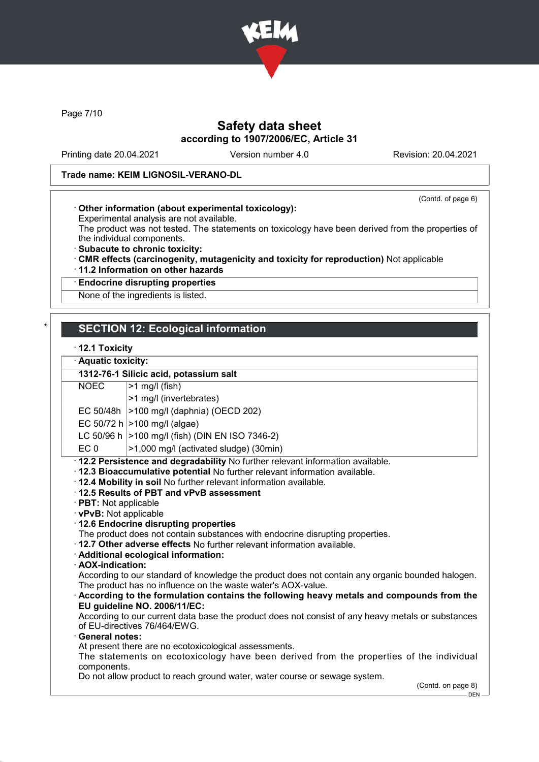Trade name: KEIM LIGNOSIL-VERANO-DL

(Contd. of page 6)

· **Other information (about experimental toxicology):**
Experimental analysis are not available.
The product was not tested. The statements on toxicology have been derived from the properties of the individual components.

· **Subacute to chronic toxicity:**

· **CMR effects (carcinogenity, mutagenicity and toxicity for reproduction)** Not applicable

· **11.2 Information on other hazards**

· **Endocrine disrupting properties**
None of the ingredients is listed.

## SECTION 12: Ecological information

· **12.1 Toxicity**

· **Aquatic toxicity:**

| **1312-76-1 Silicic acid, potassium salt** | |
|---|---|
| NOEC | >1 mg/l (fish) |
| | >1 mg/l (invertebrates) |
| EC 50/48h | >100 mg/l (daphnia) (OECD 202) |
| EC 50/72 h | >100 mg/l (algae) |
| LC 50/96 h | >100 mg/l (fish) (DIN EN ISO 7346-2) |
| EC 0 | >1,000 mg/l (activated sludge) (30min) |

· **12.2 Persistence and degradability** No further relevant information available.
· **12.3 Bioaccumulative potential** No further relevant information available.
· **12.4 Mobility in soil** No further relevant information available.
· **12.5 Results of PBT and vPvB assessment**
· **PBT:** Not applicable
· **vPvB:** Not applicable
· **12.6 Endocrine disrupting properties**
The product does not contain substances with endocrine disrupting properties.
· **12.7 Other adverse effects** No further relevant information available.
· **Additional ecological information:**
· **AOX-indication:**
According to our standard of knowledge the product does not contain any organic bounded halogen. The product has no influence on the waste water's AOX-value.
· **According to the formulation contains the following heavy metals and compounds from the EU guideline NO. 2006/11/EC:**
According to our current data base the product does not consist of any heavy metals or substances of EU-directives 76/464/EWG.
· **General notes:**
At present there are no ecotoxicological assessments.
The statements on ecotoxicology have been derived from the properties of the individual components.
Do not allow product to reach ground water, water course or sewage system.

(Contd. on page 8)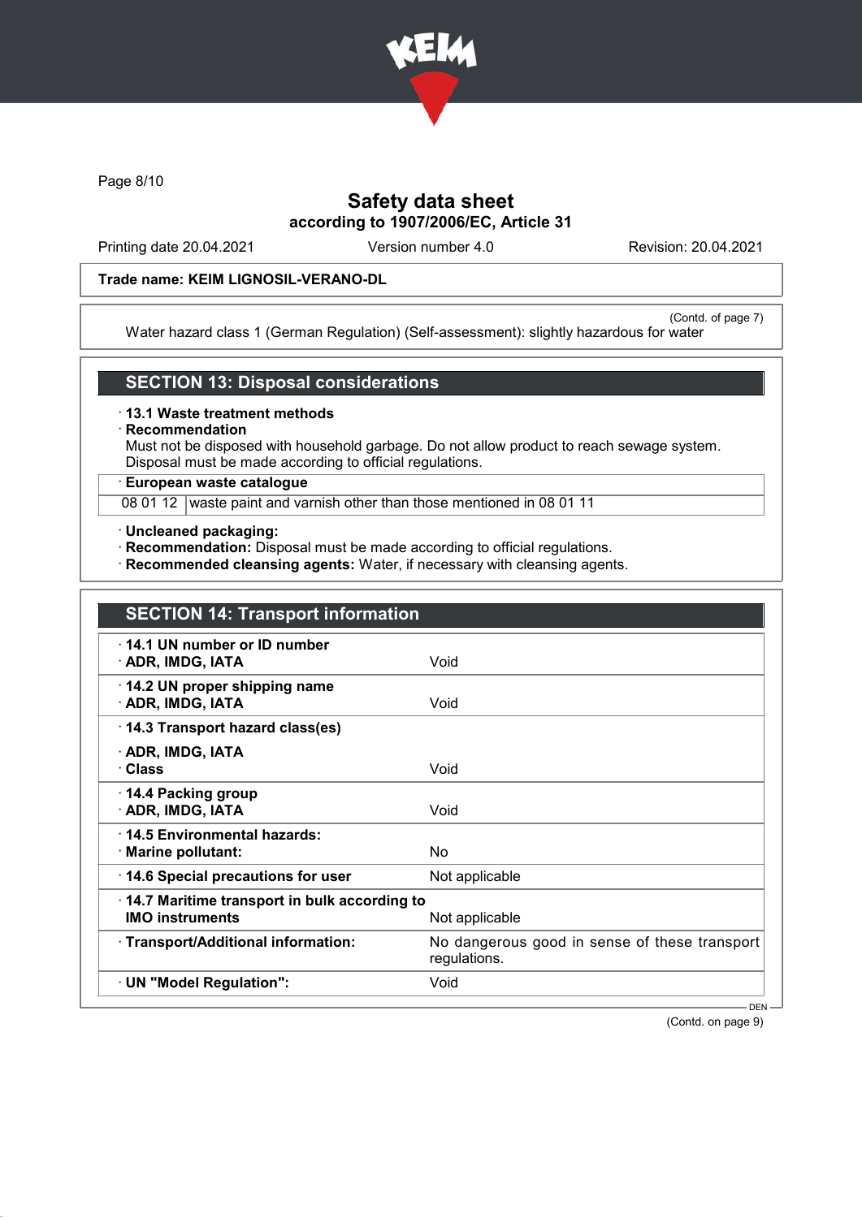**Trade name: KEIM LIGNOSIL-VERANO-DL**

(Contd. of page 7)

Water hazard class 1 (German Regulation) (Self-assessment): slightly hazardous for water

## SECTION 13: Disposal considerations

· **13.1 Waste treatment methods**
· **Recommendation**
Must not be disposed with household garbage. Do not allow product to reach sewage system.
Disposal must be made according to official regulations.

| · **European waste catalogue** | |
|---|---|
| 08 01 12 | waste paint and varnish other than those mentioned in 08 01 11 |

· **Uncleaned packaging:**
· **Recommendation:** Disposal must be made according to official regulations.
· **Recommended cleansing agents:** Water, if necessary with cleansing agents.

## SECTION 14: Transport information

| | |
|---|---|
| · **14.1 UN number or ID number**<br>· **ADR, IMDG, IATA** | Void |
| · **14.2 UN proper shipping name**<br>· **ADR, IMDG, IATA** | Void |
| · **14.3 Transport hazard class(es)**<br>· **ADR, IMDG, IATA**<br>· **Class** | Void |
| · **14.4 Packing group**<br>· **ADR, IMDG, IATA** | Void |
| · **14.5 Environmental hazards:**<br>· **Marine pollutant:** | No |
| · **14.6 Special precautions for user** | Not applicable |
| · **14.7 Maritime transport in bulk according to IMO instruments** | Not applicable |
| · **Transport/Additional information:** | No dangerous good in sense of these transport regulations. |
| · **UN "Model Regulation":** | Void |

(Contd. on page 9)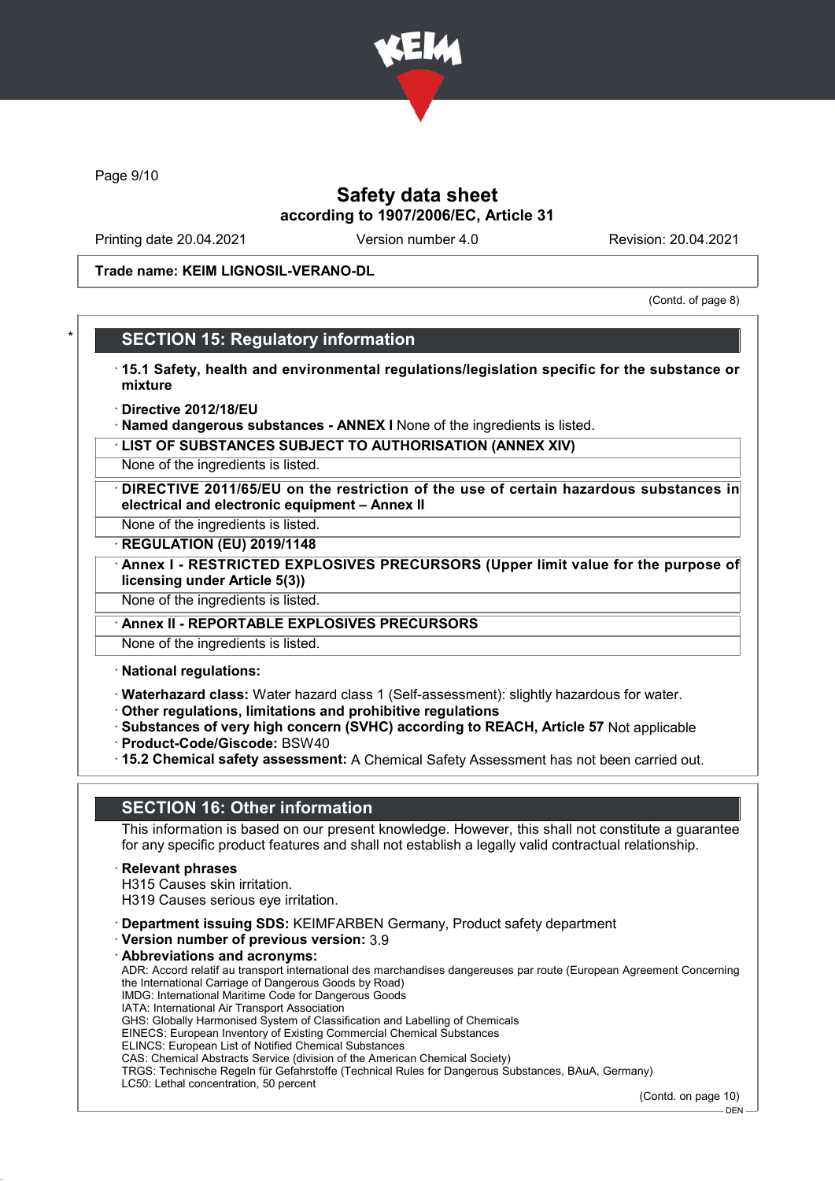Trade name: KEIM LIGNOSIL-VERANO-DL

(Contd. of page 8)

## SECTION 15: Regulatory information

· **15.1 Safety, health and environmental regulations/legislation specific for the substance or mixture**

· **Directive 2012/18/EU**
· **Named dangerous substances - ANNEX I** None of the ingredients is listed.

· **LIST OF SUBSTANCES SUBJECT TO AUTHORISATION (ANNEX XIV)**
None of the ingredients is listed.

· **DIRECTIVE 2011/65/EU on the restriction of the use of certain hazardous substances in electrical and electronic equipment – Annex II**
None of the ingredients is listed.

· **REGULATION (EU) 2019/1148**

· **Annex I - RESTRICTED EXPLOSIVES PRECURSORS (Upper limit value for the purpose of licensing under Article 5(3))**
None of the ingredients is listed.

· **Annex II - REPORTABLE EXPLOSIVES PRECURSORS**
None of the ingredients is listed.

· **National regulations:**

· **Waterhazard class:** Water hazard class 1 (Self-assessment): slightly hazardous for water.
· **Other regulations, limitations and prohibitive regulations**
· **Substances of very high concern (SVHC) according to REACH, Article 57** Not applicable
· **Product-Code/Giscode:** BSW40
· **15.2 Chemical safety assessment:** A Chemical Safety Assessment has not been carried out.

## SECTION 16: Other information

This information is based on our present knowledge. However, this shall not constitute a guarantee for any specific product features and shall not establish a legally valid contractual relationship.

· **Relevant phrases**
H315 Causes skin irritation.
H319 Causes serious eye irritation.

· **Department issuing SDS:** KEIMFARBEN Germany, Product safety department
· **Version number of previous version:** 3.9
· **Abbreviations and acronyms:**
ADR: Accord relatif au transport international des marchandises dangereuses par route (European Agreement Concerning the International Carriage of Dangerous Goods by Road)
IMDG: International Maritime Code for Dangerous Goods
IATA: International Air Transport Association
GHS: Globally Harmonised System of Classification and Labelling of Chemicals
EINECS: European Inventory of Existing Commercial Chemical Substances
ELINCS: European List of Notified Chemical Substances
CAS: Chemical Abstracts Service (division of the American Chemical Society)
TRGS: Technische Regeln für Gefahrstoffe (Technical Rules for Dangerous Substances, BAuA, Germany)
LC50: Lethal concentration, 50 percent

(Contd. on page 10)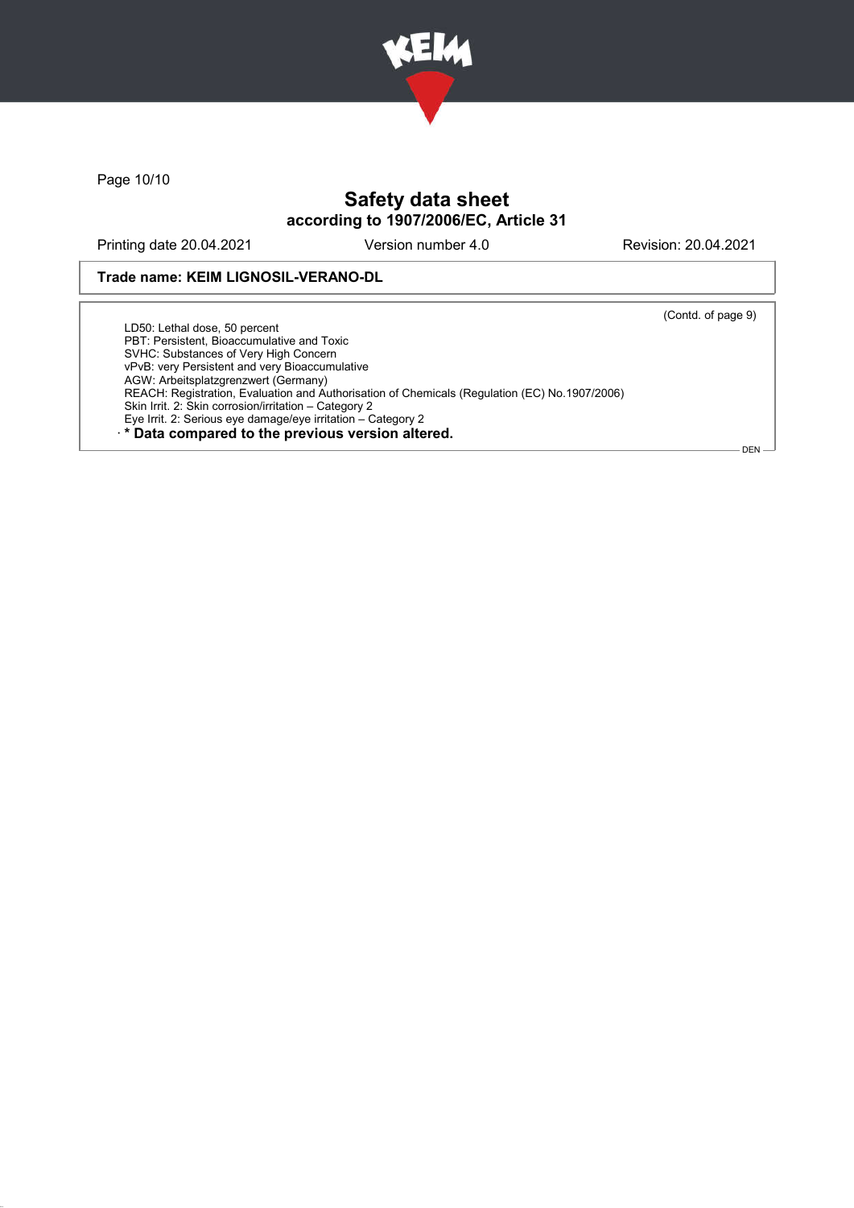**Trade name: KEIM LIGNOSIL-VERANO-DL**

(Contd. of page 9)

LD50: Lethal dose, 50 percent
PBT: Persistent, Bioaccumulative and Toxic
SVHC: Substances of Very High Concern
vPvB: very Persistent and very Bioaccumulative
AGW: Arbeitsplatzgrenzwert (Germany)
REACH: Registration, Evaluation and Authorisation of Chemicals (Regulation (EC) No.1907/2006)
Skin Irrit. 2: Skin corrosion/irritation – Category 2
Eye Irrit. 2: Serious eye damage/eye irritation – Category 2

· **\* Data compared to the previous version altered.**

DEN